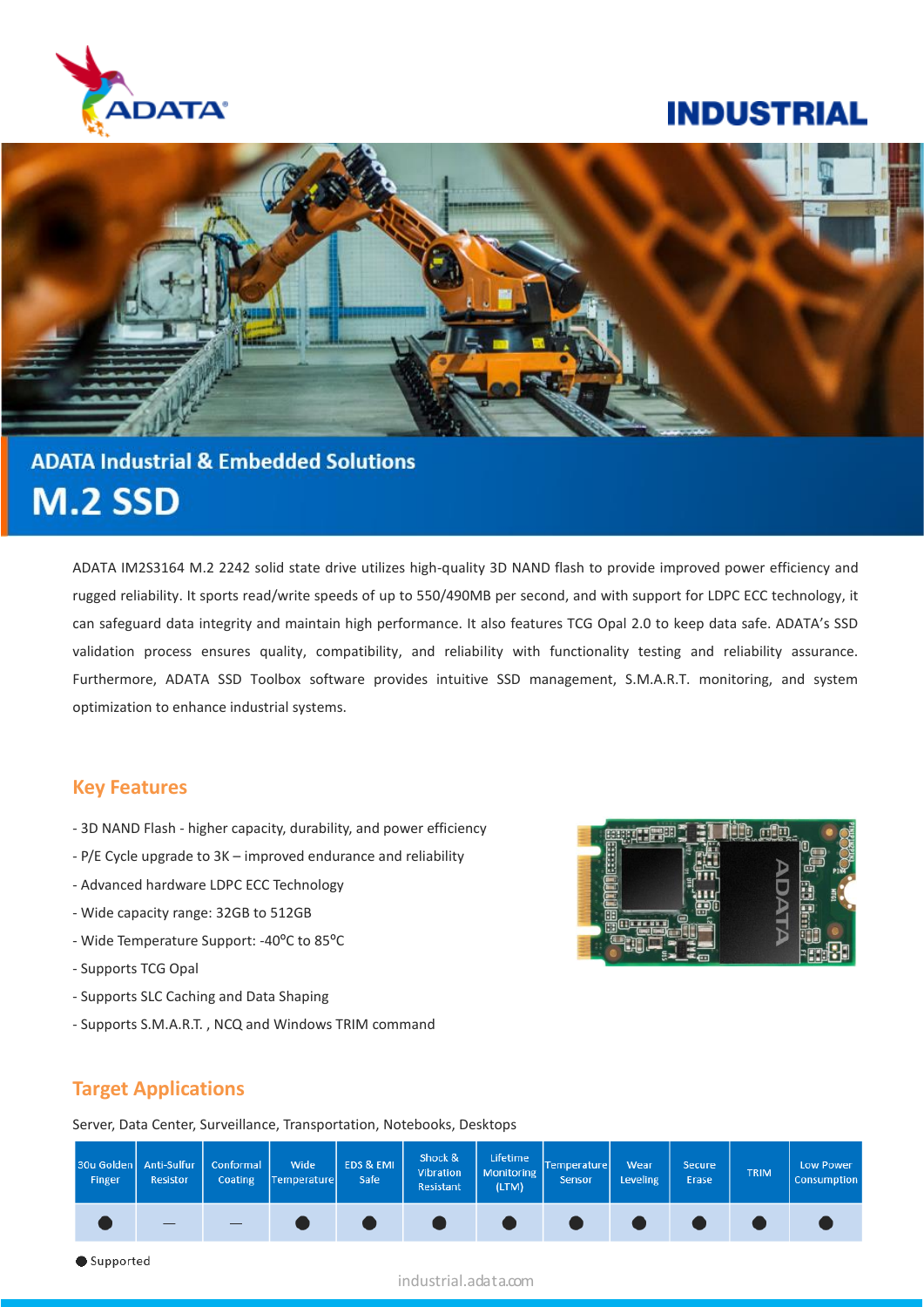ADATA

# INDUSTRIAL

## ADATA Industrial & Embedded Solutions

# M.2 SSD

ADATA IM2S3164 M.2 2242 solid state drive utilizes high-quality 3D NAND flash to provide improved power efficiency and rugged reliability. It sports read/write speeds of up to 550/490MB per second, and with support for LDPC ECC technology, it can safeguard data integrity and maintain high performance. It also features TCG Opal 2.0 to keep data safe. ADATA's SSD validation process ensures quality, compatibility, and reliability with functionality testing and reliability assurance. Furthermore, ADATA SSD Toolbox software provides intuitive SSD management, S.M.A.R.T. monitoring, and system optimization to enhance industrial systems.

## Key Features

- 3D NAND Flash - higher capacity, durability, and power efficiency
- P/E Cycle upgrade to 3K – improved endurance and reliability
- Advanced hardware LDPC ECC Technology
- Wide capacity range: 32GB to 512GB
- Wide Temperature Support: -40ºC to 85ºC
- Supports TCG Opal
- Supports SLC Caching and Data Shaping
- Supports S.M.A.R.T. , NCQ and Windows TRIM command

## Target Applications

Server, Data Center, Surveillance, Transportation, Notebooks, Desktops

| 30u Golden Finger | Anti-Sulfur Resistor | Conformal Coating | Wide Temperature | EDS & EMI Safe | Shock & Vibration Resistant | Lifetime Monitoring (LTM) | Temperature Sensor | Wear Leveling | Secure Erase | TRIM | Low Power Consumption |
|---|---|---|---|---|---|---|---|---|---|---|---|
| ● | — | — | ● | ● | ● | ● | ● | ● | ● | ● | ● |

● Supported

industrial.adata.com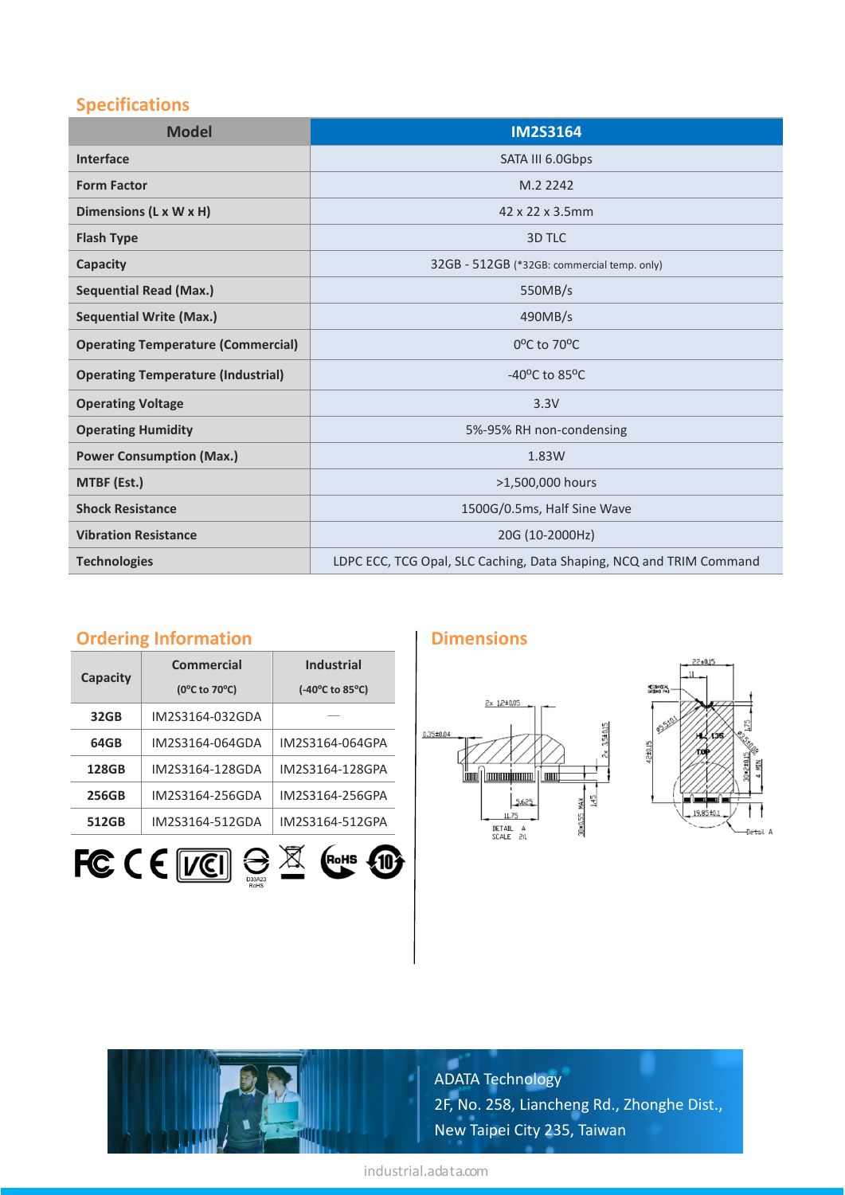## Specifications

| Model | IM2S3164 |
|---|---|
| Interface | SATA III 6.0Gbps |
| Form Factor | M.2 2242 |
| Dimensions (L x W x H) | 42 x 22 x 3.5mm |
| Flash Type | 3D TLC |
| Capacity | 32GB - 512GB (*32GB: commercial temp. only) |
| Sequential Read (Max.) | 550MB/s |
| Sequential Write (Max.) | 490MB/s |
| Operating Temperature (Commercial) | 0°C to 70°C |
| Operating Temperature (Industrial) | -40°C to 85°C |
| Operating Voltage | 3.3V |
| Operating Humidity | 5%-95% RH non-condensing |
| Power Consumption (Max.) | 1.83W |
| MTBF (Est.) | >1,500,000 hours |
| Shock Resistance | 1500G/0.5ms, Half Sine Wave |
| Vibration Resistance | 20G (10-2000Hz) |
| Technologies | LDPC ECC, TCG Opal, SLC Caching, Data Shaping, NCQ and TRIM Command |

## Ordering Information

| Capacity | Commercial (0°C to 70°C) | Industrial (-40°C to 85°C) |
|---|---|---|
| 32GB | IM2S3164-032GDA | — |
| 64GB | IM2S3164-064GDA | IM2S3164-064GPA |
| 128GB | IM2S3164-128GDA | IM2S3164-128GPA |
| 256GB | IM2S3164-256GDA | IM2S3164-256GPA |
| 512GB | IM2S3164-512GDA | IM2S3164-512GPA |

FC CE VCI D33A23 RoHS RoHS 10

## Dimensions

2x 1.2±0.05
0.35±0.04
2x 3.5±0.15
5.625
11.75
1.45
3.0±0.55 MAX
DETAIL A
SCALE 2:1

22±0.15
11
R5.5±0.1
42±0.15
TOP
30±0.15
4 MIN
19.85±0.1
Detail A

ADATA Technology
2F, No. 258, Liancheng Rd., Zhonghe Dist.,
New Taipei City 235, Taiwan

industrial.adata.com